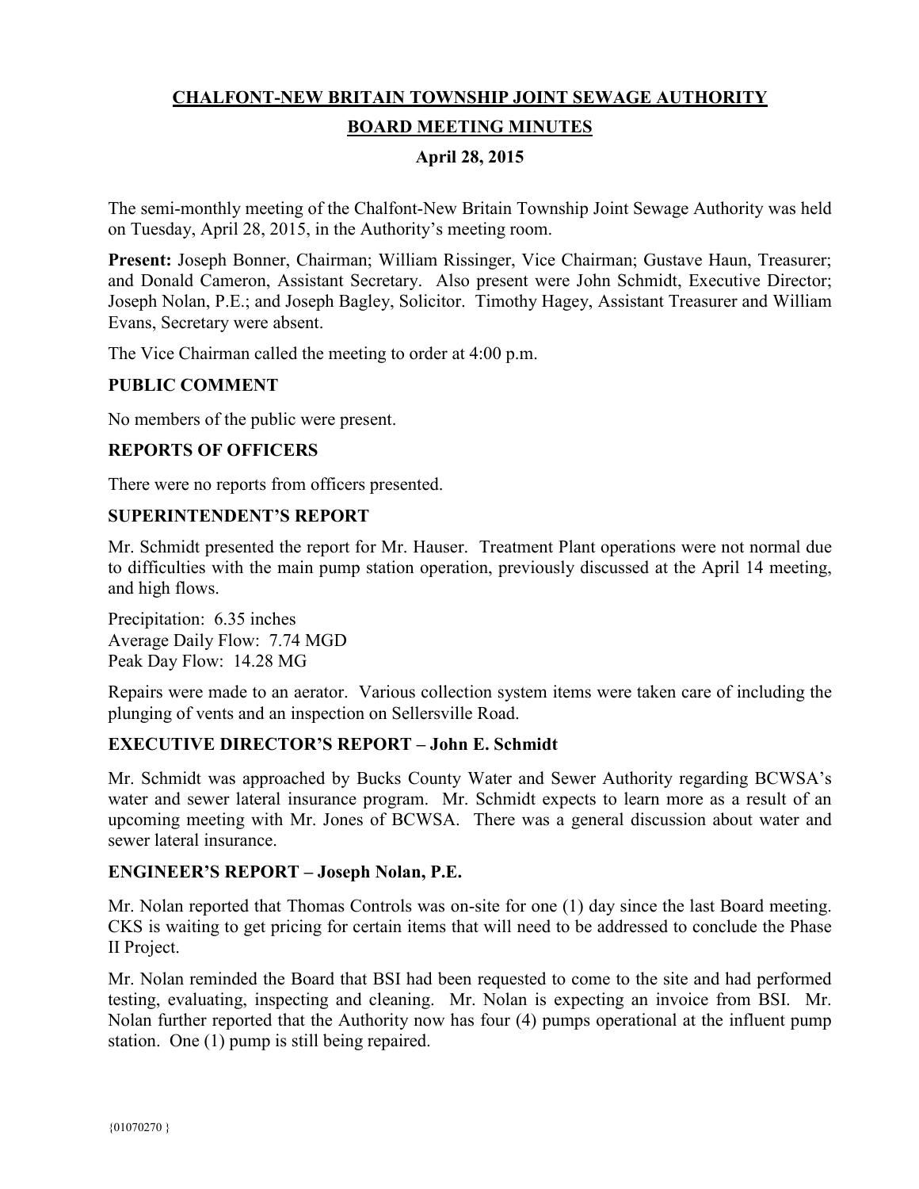# CHALFONT-NEW BRITAIN TOWNSHIP JOINT SEWAGE AUTHORITY

## BOARD MEETING MINUTES

### April 28, 2015

The semi-monthly meeting of the Chalfont-New Britain Township Joint Sewage Authority was held on Tuesday, April 28, 2015, in the Authority's meeting room.

**Present:** Joseph Bonner, Chairman; William Rissinger, Vice Chairman; Gustave Haun, Treasurer; and Donald Cameron, Assistant Secretary. Also present were John Schmidt, Executive Director; Joseph Nolan, P.E.; and Joseph Bagley, Solicitor. Timothy Hagey, Assistant Treasurer and William Evans, Secretary were absent.

The Vice Chairman called the meeting to order at 4:00 p.m.

**PUBLIC COMMENT**

No members of the public were present.

**REPORTS OF OFFICERS**

There were no reports from officers presented.

**SUPERINTENDENT'S REPORT**

Mr. Schmidt presented the report for Mr. Hauser. Treatment Plant operations were not normal due to difficulties with the main pump station operation, previously discussed at the April 14 meeting, and high flows.

Precipitation: 6.35 inches
Average Daily Flow: 7.74 MGD
Peak Day Flow: 14.28 MG

Repairs were made to an aerator. Various collection system items were taken care of including the plunging of vents and an inspection on Sellersville Road.

**EXECUTIVE DIRECTOR'S REPORT – John E. Schmidt**

Mr. Schmidt was approached by Bucks County Water and Sewer Authority regarding BCWSA's water and sewer lateral insurance program. Mr. Schmidt expects to learn more as a result of an upcoming meeting with Mr. Jones of BCWSA. There was a general discussion about water and sewer lateral insurance.

**ENGINEER'S REPORT – Joseph Nolan, P.E.**

Mr. Nolan reported that Thomas Controls was on-site for one (1) day since the last Board meeting. CKS is waiting to get pricing for certain items that will need to be addressed to conclude the Phase II Project.

Mr. Nolan reminded the Board that BSI had been requested to come to the site and had performed testing, evaluating, inspecting and cleaning. Mr. Nolan is expecting an invoice from BSI. Mr. Nolan further reported that the Authority now has four (4) pumps operational at the influent pump station. One (1) pump is still being repaired.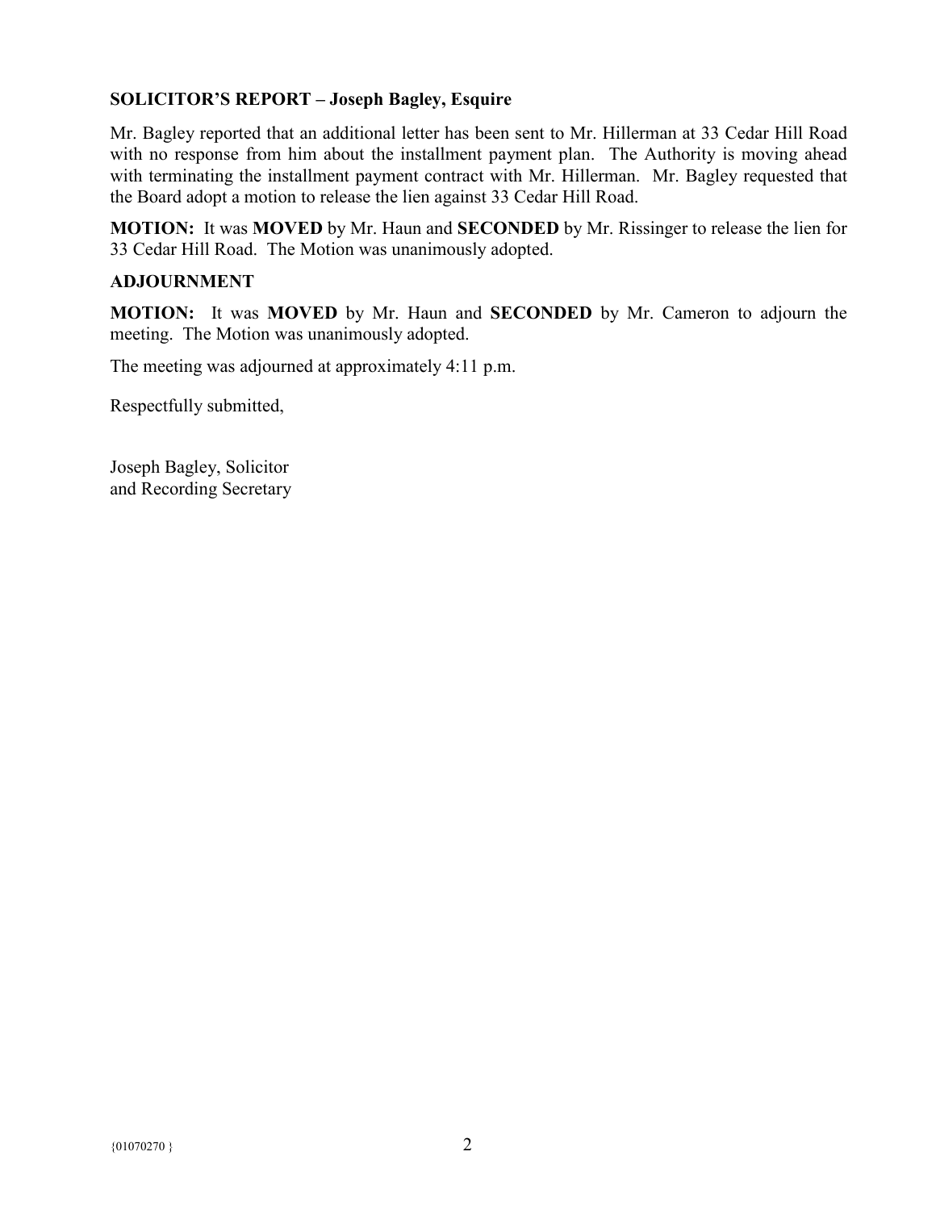**SOLICITOR'S REPORT – Joseph Bagley, Esquire**

Mr. Bagley reported that an additional letter has been sent to Mr. Hillerman at 33 Cedar Hill Road with no response from him about the installment payment plan. The Authority is moving ahead with terminating the installment payment contract with Mr. Hillerman. Mr. Bagley requested that the Board adopt a motion to release the lien against 33 Cedar Hill Road.

**MOTION:** It was **MOVED** by Mr. Haun and **SECONDED** by Mr. Rissinger to release the lien for 33 Cedar Hill Road. The Motion was unanimously adopted.

**ADJOURNMENT**

**MOTION:** It was **MOVED** by Mr. Haun and **SECONDED** by Mr. Cameron to adjourn the meeting. The Motion was unanimously adopted.

The meeting was adjourned at approximately 4:11 p.m.

Respectfully submitted,

Joseph Bagley, Solicitor
and Recording Secretary

{01070270 }